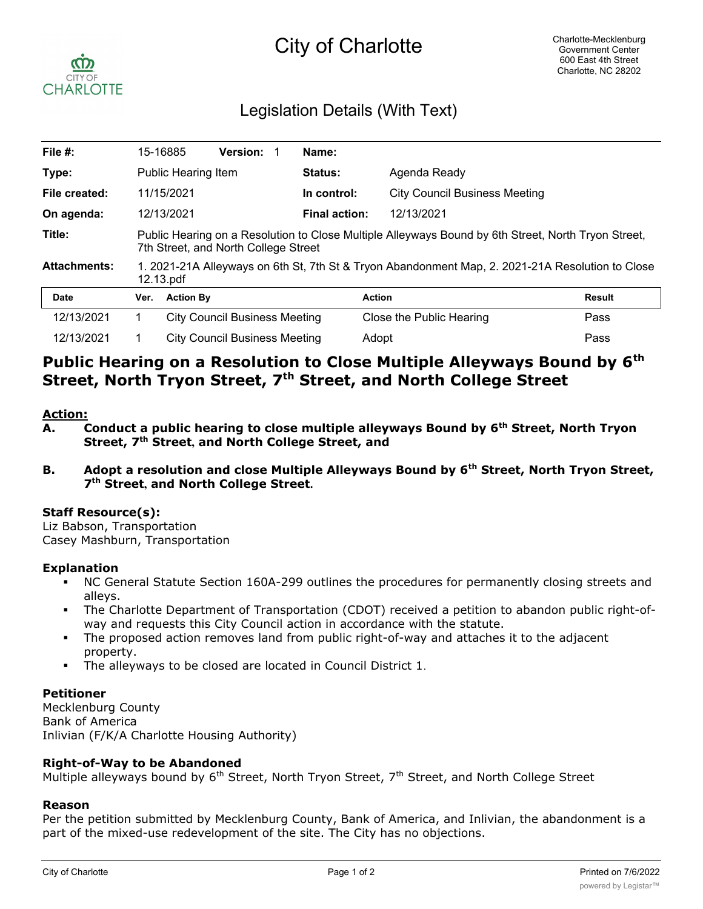# City of Charlotte

Charlotte-Mecklenburg Government Center
600 East 4th Street
Charlotte, NC 28202

## Legislation Details (With Text)

| | | | |
|---|---|---|---|
| **File #:** | 15-16885 **Version:** 1 | **Name:** | |
| **Type:** | Public Hearing Item | **Status:** | Agenda Ready |
| **File created:** | 11/15/2021 | **In control:** | City Council Business Meeting |
| **On agenda:** | 12/13/2021 | **Final action:** | 12/13/2021 |
| **Title:** | Public Hearing on a Resolution to Close Multiple Alleyways Bound by 6th Street, North Tryon Street, 7th Street, and North College Street | | |
| **Attachments:** | 1. 2021-21A Alleyways on 6th St, 7th St & Tryon Abandonment Map, 2. 2021-21A Resolution to Close 12.13.pdf | | |

| Date | Ver. | Action By | Action | Result |
|---|---|---|---|---|
| 12/13/2021 | 1 | City Council Business Meeting | Close the Public Hearing | Pass |
| 12/13/2021 | 1 | City Council Business Meeting | Adopt | Pass |

## Public Hearing on a Resolution to Close Multiple Alleyways Bound by 6th Street, North Tryon Street, 7th Street, and North College Street

**Action:**

**A. Conduct a public hearing to close multiple alleyways Bound by 6th Street, North Tryon Street, 7th Street, and North College Street, and**

**B. Adopt a resolution and close Multiple Alleyways Bound by 6th Street, North Tryon Street, 7th Street, and North College Street.**

### Staff Resource(s):

Liz Babson, Transportation
Casey Mashburn, Transportation

### Explanation

- NC General Statute Section 160A-299 outlines the procedures for permanently closing streets and alleys.
- The Charlotte Department of Transportation (CDOT) received a petition to abandon public right-of-way and requests this City Council action in accordance with the statute.
- The proposed action removes land from public right-of-way and attaches it to the adjacent property.
- The alleyways to be closed are located in Council District 1.

### Petitioner

Mecklenburg County
Bank of America
Inlivian (F/K/A Charlotte Housing Authority)

### Right-of-Way to be Abandoned

Multiple alleyways bound by 6th Street, North Tryon Street, 7th Street, and North College Street

### Reason

Per the petition submitted by Mecklenburg County, Bank of America, and Inlivian, the abandonment is a part of the mixed-use redevelopment of the site. The City has no objections.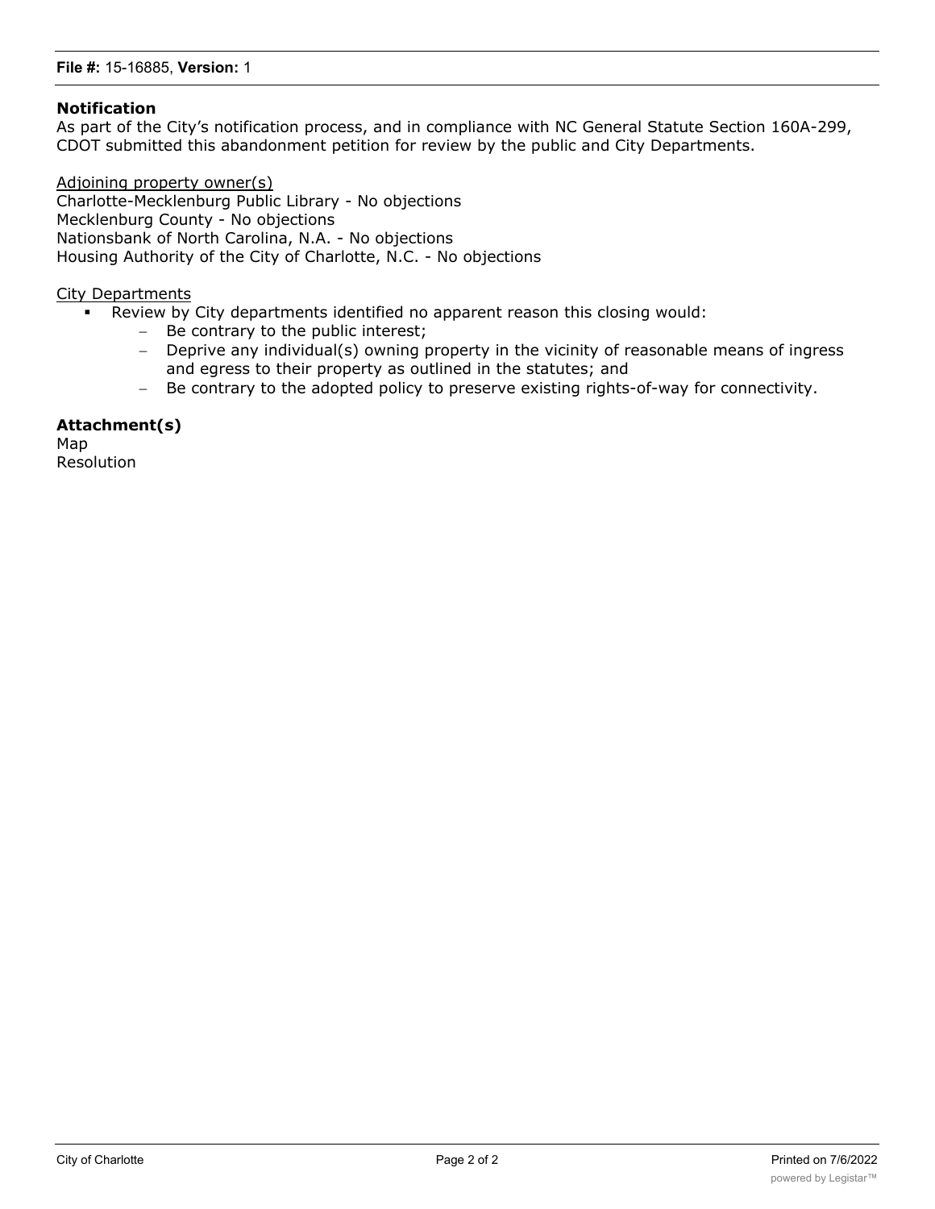**Notification**

As part of the City's notification process, and in compliance with NC General Statute Section 160A-299, CDOT submitted this abandonment petition for review by the public and City Departments.

Adjoining property owner(s)
Charlotte-Mecklenburg Public Library - No objections
Mecklenburg County - No objections
Nationsbank of North Carolina, N.A. - No objections
Housing Authority of the City of Charlotte, N.C. - No objections

City Departments

- Review by City departments identified no apparent reason this closing would:
  - Be contrary to the public interest;
  - Deprive any individual(s) owning property in the vicinity of reasonable means of ingress and egress to their property as outlined in the statutes; and
  - Be contrary to the adopted policy to preserve existing rights-of-way for connectivity.

**Attachment(s)**

Map
Resolution